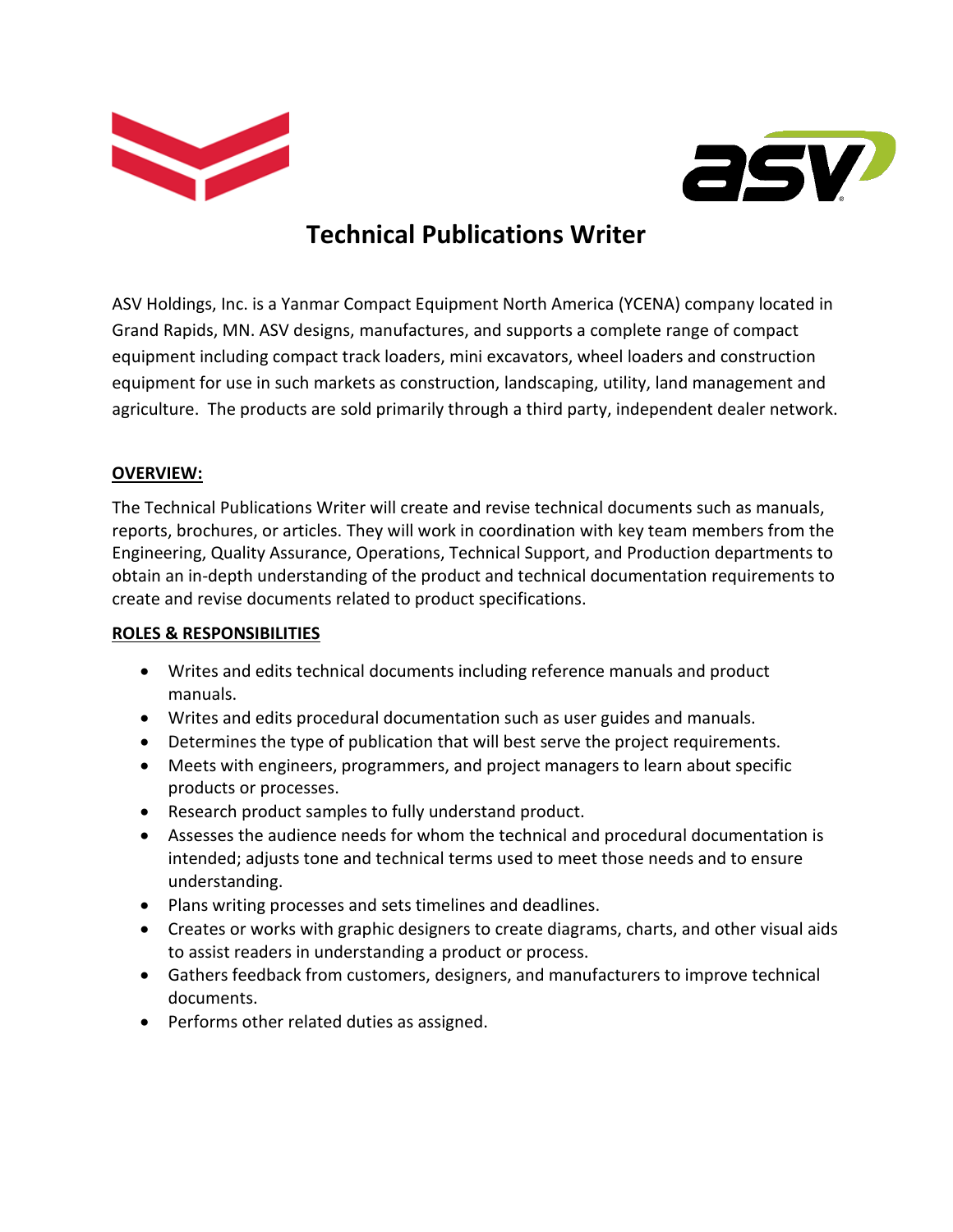# Technical Publications Writer

ASV Holdings, Inc. is a Yanmar Compact Equipment North America (YCENA) company located in Grand Rapids, MN. ASV designs, manufactures, and supports a complete range of compact equipment including compact track loaders, mini excavators, wheel loaders and construction equipment for use in such markets as construction, landscaping, utility, land management and agriculture. The products are sold primarily through a third party, independent dealer network.

## OVERVIEW:

The Technical Publications Writer will create and revise technical documents such as manuals, reports, brochures, or articles. They will work in coordination with key team members from the Engineering, Quality Assurance, Operations, Technical Support, and Production departments to obtain an in-depth understanding of the product and technical documentation requirements to create and revise documents related to product specifications.

## ROLES & RESPONSIBILITIES

- Writes and edits technical documents including reference manuals and product manuals.
- Writes and edits procedural documentation such as user guides and manuals.
- Determines the type of publication that will best serve the project requirements.
- Meets with engineers, programmers, and project managers to learn about specific products or processes.
- Research product samples to fully understand product.
- Assesses the audience needs for whom the technical and procedural documentation is intended; adjusts tone and technical terms used to meet those needs and to ensure understanding.
- Plans writing processes and sets timelines and deadlines.
- Creates or works with graphic designers to create diagrams, charts, and other visual aids to assist readers in understanding a product or process.
- Gathers feedback from customers, designers, and manufacturers to improve technical documents.
- Performs other related duties as assigned.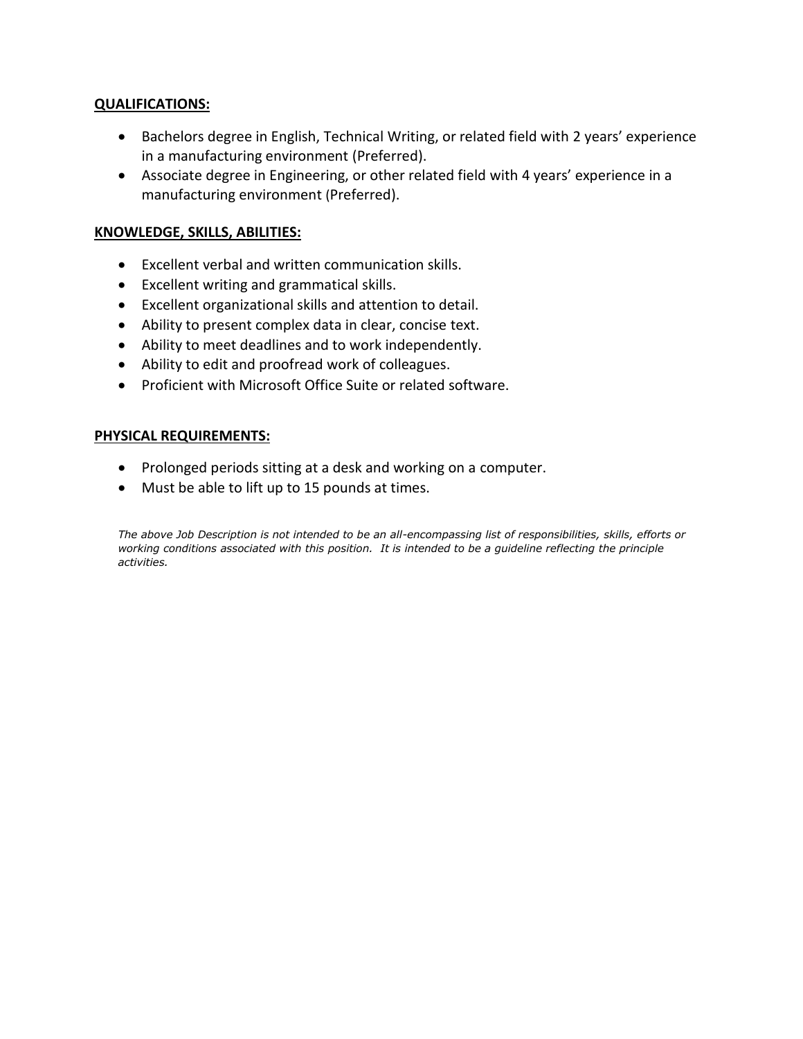**QUALIFICATIONS:**

- Bachelors degree in English, Technical Writing, or related field with 2 years' experience in a manufacturing environment (Preferred).
- Associate degree in Engineering, or other related field with 4 years' experience in a manufacturing environment (Preferred).

**KNOWLEDGE, SKILLS, ABILITIES:**

- Excellent verbal and written communication skills.
- Excellent writing and grammatical skills.
- Excellent organizational skills and attention to detail.
- Ability to present complex data in clear, concise text.
- Ability to meet deadlines and to work independently.
- Ability to edit and proofread work of colleagues.
- Proficient with Microsoft Office Suite or related software.

**PHYSICAL REQUIREMENTS:**

- Prolonged periods sitting at a desk and working on a computer.
- Must be able to lift up to 15 pounds at times.

*The above Job Description is not intended to be an all-encompassing list of responsibilities, skills, efforts or working conditions associated with this position. It is intended to be a guideline reflecting the principle activities.*